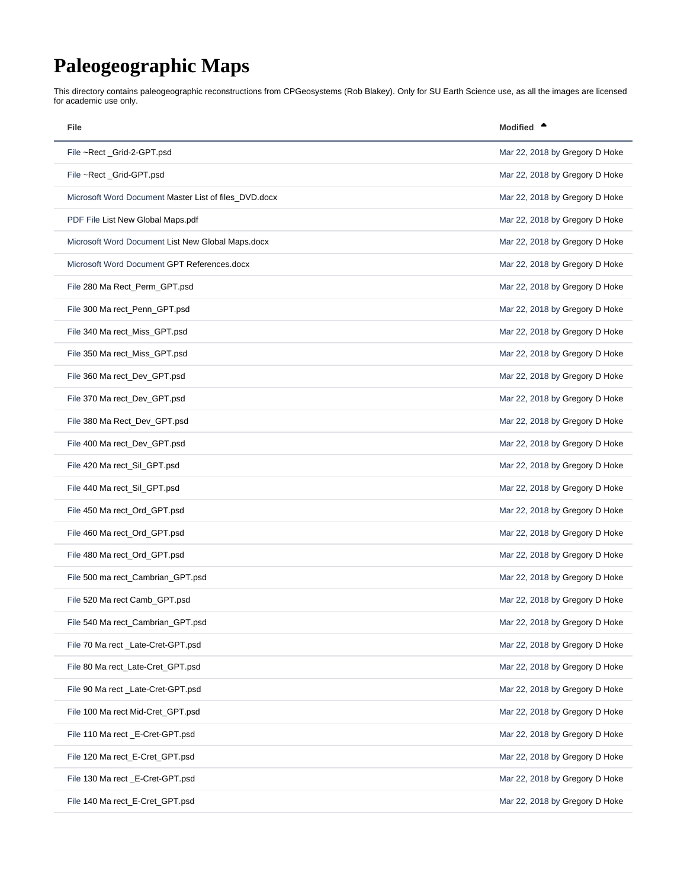# Paleogeographic Maps

This directory contains paleogeographic reconstructions from CPGeosystems (Rob Blakey). Only for SU Earth Science use, as all the images are licensed for academic use only.

| File | Modified |
|---|---|
| File ~Rect _Grid-2-GPT.psd | Mar 22, 2018 by Gregory D Hoke |
| File ~Rect _Grid-GPT.psd | Mar 22, 2018 by Gregory D Hoke |
| Microsoft Word Document Master List of files_DVD.docx | Mar 22, 2018 by Gregory D Hoke |
| PDF File List New Global Maps.pdf | Mar 22, 2018 by Gregory D Hoke |
| Microsoft Word Document List New Global Maps.docx | Mar 22, 2018 by Gregory D Hoke |
| Microsoft Word Document GPT References.docx | Mar 22, 2018 by Gregory D Hoke |
| File 280 Ma Rect_Perm_GPT.psd | Mar 22, 2018 by Gregory D Hoke |
| File 300 Ma rect_Penn_GPT.psd | Mar 22, 2018 by Gregory D Hoke |
| File 340 Ma rect_Miss_GPT.psd | Mar 22, 2018 by Gregory D Hoke |
| File 350 Ma rect_Miss_GPT.psd | Mar 22, 2018 by Gregory D Hoke |
| File 360 Ma rect_Dev_GPT.psd | Mar 22, 2018 by Gregory D Hoke |
| File 370 Ma rect_Dev_GPT.psd | Mar 22, 2018 by Gregory D Hoke |
| File 380 Ma Rect_Dev_GPT.psd | Mar 22, 2018 by Gregory D Hoke |
| File 400 Ma rect_Dev_GPT.psd | Mar 22, 2018 by Gregory D Hoke |
| File 420 Ma rect_Sil_GPT.psd | Mar 22, 2018 by Gregory D Hoke |
| File 440 Ma rect_Sil_GPT.psd | Mar 22, 2018 by Gregory D Hoke |
| File 450 Ma rect_Ord_GPT.psd | Mar 22, 2018 by Gregory D Hoke |
| File 460 Ma rect_Ord_GPT.psd | Mar 22, 2018 by Gregory D Hoke |
| File 480 Ma rect_Ord_GPT.psd | Mar 22, 2018 by Gregory D Hoke |
| File 500 ma rect_Cambrian_GPT.psd | Mar 22, 2018 by Gregory D Hoke |
| File 520 Ma rect Camb_GPT.psd | Mar 22, 2018 by Gregory D Hoke |
| File 540 Ma rect_Cambrian_GPT.psd | Mar 22, 2018 by Gregory D Hoke |
| File 70 Ma rect _Late-Cret-GPT.psd | Mar 22, 2018 by Gregory D Hoke |
| File 80 Ma rect_Late-Cret_GPT.psd | Mar 22, 2018 by Gregory D Hoke |
| File 90 Ma rect _Late-Cret-GPT.psd | Mar 22, 2018 by Gregory D Hoke |
| File 100 Ma rect Mid-Cret_GPT.psd | Mar 22, 2018 by Gregory D Hoke |
| File 110 Ma rect _E-Cret-GPT.psd | Mar 22, 2018 by Gregory D Hoke |
| File 120 Ma rect_E-Cret_GPT.psd | Mar 22, 2018 by Gregory D Hoke |
| File 130 Ma rect _E-Cret-GPT.psd | Mar 22, 2018 by Gregory D Hoke |
| File 140 Ma rect_E-Cret_GPT.psd | Mar 22, 2018 by Gregory D Hoke |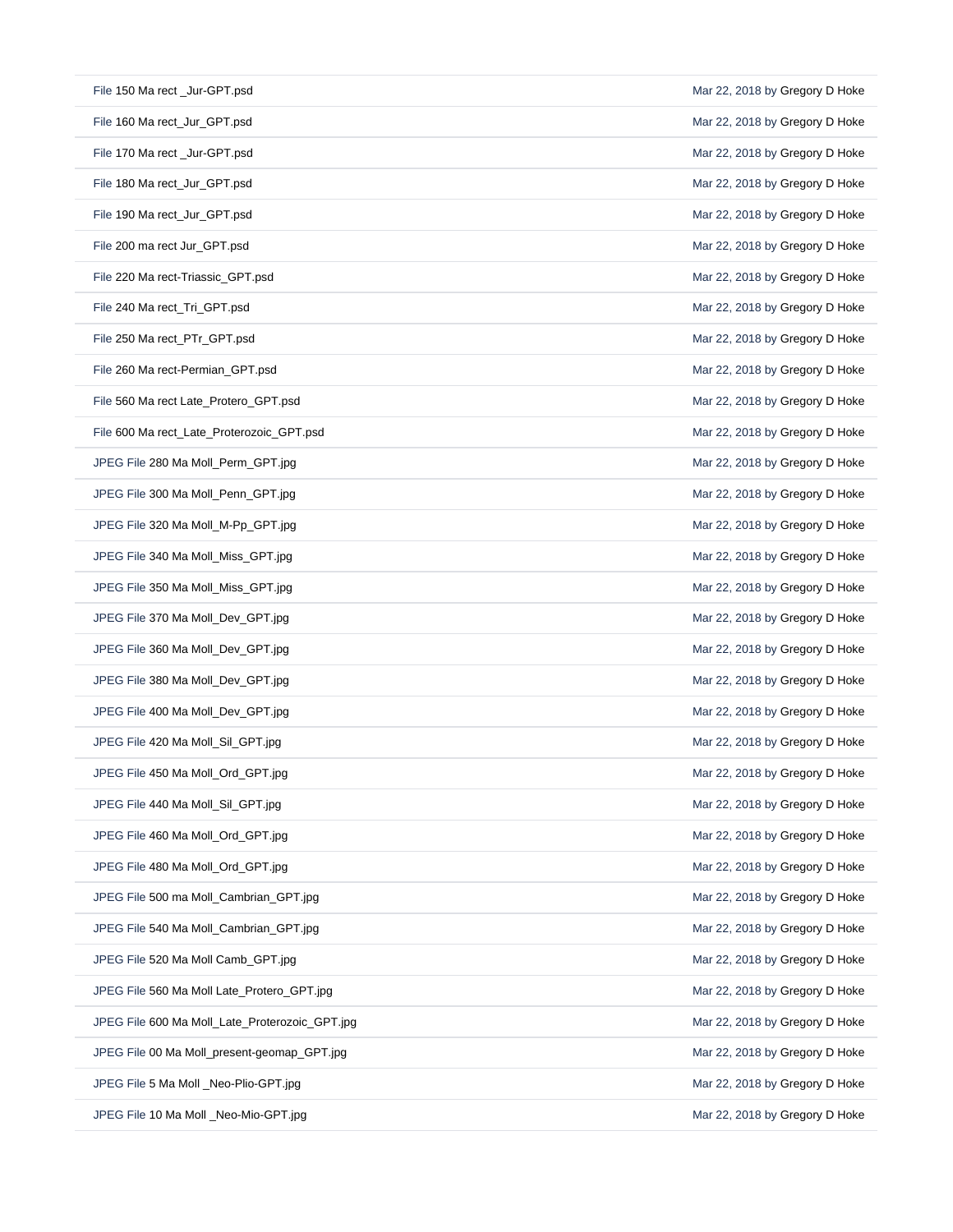| | |
|---|---|
| File 150 Ma rect _Jur-GPT.psd | Mar 22, 2018 by Gregory D Hoke |
| File 160 Ma rect_Jur_GPT.psd | Mar 22, 2018 by Gregory D Hoke |
| File 170 Ma rect _Jur-GPT.psd | Mar 22, 2018 by Gregory D Hoke |
| File 180 Ma rect_Jur_GPT.psd | Mar 22, 2018 by Gregory D Hoke |
| File 190 Ma rect_Jur_GPT.psd | Mar 22, 2018 by Gregory D Hoke |
| File 200 ma rect Jur_GPT.psd | Mar 22, 2018 by Gregory D Hoke |
| File 220 Ma rect-Triassic_GPT.psd | Mar 22, 2018 by Gregory D Hoke |
| File 240 Ma rect_Tri_GPT.psd | Mar 22, 2018 by Gregory D Hoke |
| File 250 Ma rect_PTr_GPT.psd | Mar 22, 2018 by Gregory D Hoke |
| File 260 Ma rect-Permian_GPT.psd | Mar 22, 2018 by Gregory D Hoke |
| File 560 Ma rect Late_Protero_GPT.psd | Mar 22, 2018 by Gregory D Hoke |
| File 600 Ma rect_Late_Proterozoic_GPT.psd | Mar 22, 2018 by Gregory D Hoke |
| JPEG File 280 Ma Moll_Perm_GPT.jpg | Mar 22, 2018 by Gregory D Hoke |
| JPEG File 300 Ma Moll_Penn_GPT.jpg | Mar 22, 2018 by Gregory D Hoke |
| JPEG File 320 Ma Moll_M-Pp_GPT.jpg | Mar 22, 2018 by Gregory D Hoke |
| JPEG File 340 Ma Moll_Miss_GPT.jpg | Mar 22, 2018 by Gregory D Hoke |
| JPEG File 350 Ma Moll_Miss_GPT.jpg | Mar 22, 2018 by Gregory D Hoke |
| JPEG File 370 Ma Moll_Dev_GPT.jpg | Mar 22, 2018 by Gregory D Hoke |
| JPEG File 360 Ma Moll_Dev_GPT.jpg | Mar 22, 2018 by Gregory D Hoke |
| JPEG File 380 Ma Moll_Dev_GPT.jpg | Mar 22, 2018 by Gregory D Hoke |
| JPEG File 400 Ma Moll_Dev_GPT.jpg | Mar 22, 2018 by Gregory D Hoke |
| JPEG File 420 Ma Moll_Sil_GPT.jpg | Mar 22, 2018 by Gregory D Hoke |
| JPEG File 450 Ma Moll_Ord_GPT.jpg | Mar 22, 2018 by Gregory D Hoke |
| JPEG File 440 Ma Moll_Sil_GPT.jpg | Mar 22, 2018 by Gregory D Hoke |
| JPEG File 460 Ma Moll_Ord_GPT.jpg | Mar 22, 2018 by Gregory D Hoke |
| JPEG File 480 Ma Moll_Ord_GPT.jpg | Mar 22, 2018 by Gregory D Hoke |
| JPEG File 500 ma Moll_Cambrian_GPT.jpg | Mar 22, 2018 by Gregory D Hoke |
| JPEG File 540 Ma Moll_Cambrian_GPT.jpg | Mar 22, 2018 by Gregory D Hoke |
| JPEG File 520 Ma Moll Camb_GPT.jpg | Mar 22, 2018 by Gregory D Hoke |
| JPEG File 560 Ma Moll Late_Protero_GPT.jpg | Mar 22, 2018 by Gregory D Hoke |
| JPEG File 600 Ma Moll_Late_Proterozoic_GPT.jpg | Mar 22, 2018 by Gregory D Hoke |
| JPEG File 00 Ma Moll_present-geomap_GPT.jpg | Mar 22, 2018 by Gregory D Hoke |
| JPEG File 5 Ma Moll _Neo-Plio-GPT.jpg | Mar 22, 2018 by Gregory D Hoke |
| JPEG File 10 Ma Moll _Neo-Mio-GPT.jpg | Mar 22, 2018 by Gregory D Hoke |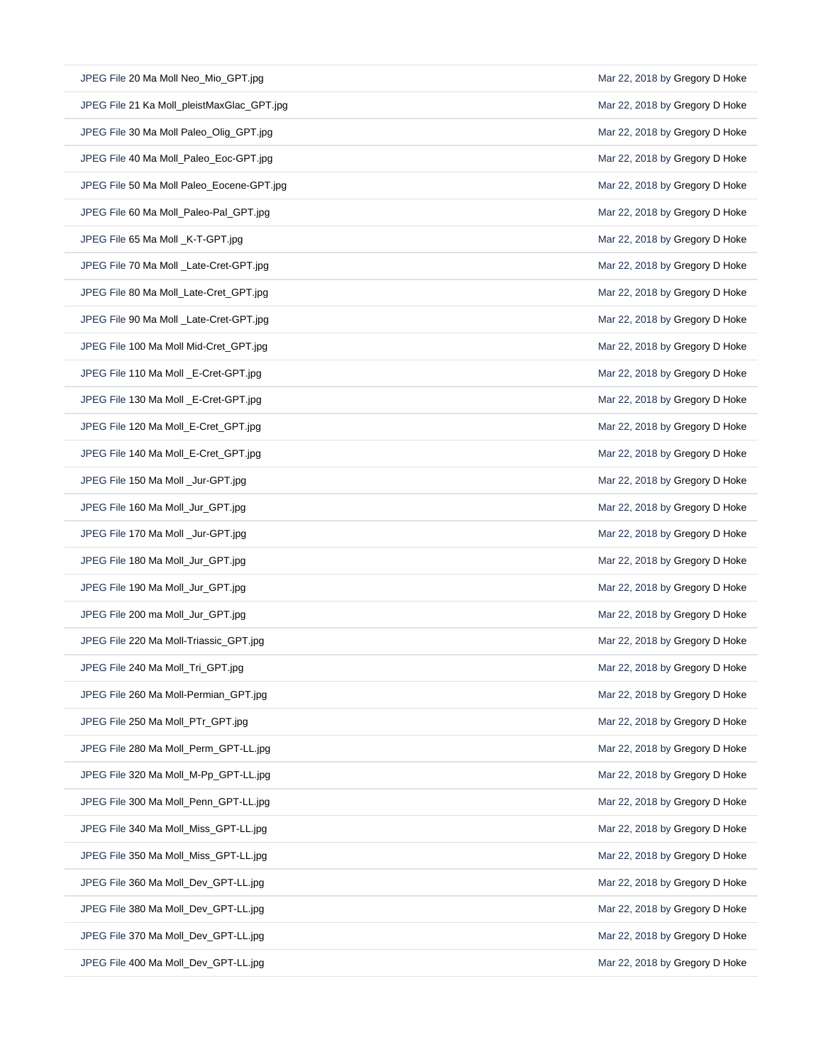| | |
|---|---|
| JPEG File 20 Ma Moll Neo_Mio_GPT.jpg | Mar 22, 2018 by Gregory D Hoke |
| JPEG File 21 Ka Moll_pleistMaxGlac_GPT.jpg | Mar 22, 2018 by Gregory D Hoke |
| JPEG File 30 Ma Moll Paleo_Olig_GPT.jpg | Mar 22, 2018 by Gregory D Hoke |
| JPEG File 40 Ma Moll_Paleo_Eoc-GPT.jpg | Mar 22, 2018 by Gregory D Hoke |
| JPEG File 50 Ma Moll Paleo_Eocene-GPT.jpg | Mar 22, 2018 by Gregory D Hoke |
| JPEG File 60 Ma Moll_Paleo-Pal_GPT.jpg | Mar 22, 2018 by Gregory D Hoke |
| JPEG File 65 Ma Moll _K-T-GPT.jpg | Mar 22, 2018 by Gregory D Hoke |
| JPEG File 70 Ma Moll _Late-Cret-GPT.jpg | Mar 22, 2018 by Gregory D Hoke |
| JPEG File 80 Ma Moll_Late-Cret_GPT.jpg | Mar 22, 2018 by Gregory D Hoke |
| JPEG File 90 Ma Moll _Late-Cret-GPT.jpg | Mar 22, 2018 by Gregory D Hoke |
| JPEG File 100 Ma Moll Mid-Cret_GPT.jpg | Mar 22, 2018 by Gregory D Hoke |
| JPEG File 110 Ma Moll _E-Cret-GPT.jpg | Mar 22, 2018 by Gregory D Hoke |
| JPEG File 130 Ma Moll _E-Cret-GPT.jpg | Mar 22, 2018 by Gregory D Hoke |
| JPEG File 120 Ma Moll_E-Cret_GPT.jpg | Mar 22, 2018 by Gregory D Hoke |
| JPEG File 140 Ma Moll_E-Cret_GPT.jpg | Mar 22, 2018 by Gregory D Hoke |
| JPEG File 150 Ma Moll _Jur-GPT.jpg | Mar 22, 2018 by Gregory D Hoke |
| JPEG File 160 Ma Moll_Jur_GPT.jpg | Mar 22, 2018 by Gregory D Hoke |
| JPEG File 170 Ma Moll _Jur-GPT.jpg | Mar 22, 2018 by Gregory D Hoke |
| JPEG File 180 Ma Moll_Jur_GPT.jpg | Mar 22, 2018 by Gregory D Hoke |
| JPEG File 190 Ma Moll_Jur_GPT.jpg | Mar 22, 2018 by Gregory D Hoke |
| JPEG File 200 ma Moll_Jur_GPT.jpg | Mar 22, 2018 by Gregory D Hoke |
| JPEG File 220 Ma Moll-Triassic_GPT.jpg | Mar 22, 2018 by Gregory D Hoke |
| JPEG File 240 Ma Moll_Tri_GPT.jpg | Mar 22, 2018 by Gregory D Hoke |
| JPEG File 260 Ma Moll-Permian_GPT.jpg | Mar 22, 2018 by Gregory D Hoke |
| JPEG File 250 Ma Moll_PTr_GPT.jpg | Mar 22, 2018 by Gregory D Hoke |
| JPEG File 280 Ma Moll_Perm_GPT-LL.jpg | Mar 22, 2018 by Gregory D Hoke |
| JPEG File 320 Ma Moll_M-Pp_GPT-LL.jpg | Mar 22, 2018 by Gregory D Hoke |
| JPEG File 300 Ma Moll_Penn_GPT-LL.jpg | Mar 22, 2018 by Gregory D Hoke |
| JPEG File 340 Ma Moll_Miss_GPT-LL.jpg | Mar 22, 2018 by Gregory D Hoke |
| JPEG File 350 Ma Moll_Miss_GPT-LL.jpg | Mar 22, 2018 by Gregory D Hoke |
| JPEG File 360 Ma Moll_Dev_GPT-LL.jpg | Mar 22, 2018 by Gregory D Hoke |
| JPEG File 380 Ma Moll_Dev_GPT-LL.jpg | Mar 22, 2018 by Gregory D Hoke |
| JPEG File 370 Ma Moll_Dev_GPT-LL.jpg | Mar 22, 2018 by Gregory D Hoke |
| JPEG File 400 Ma Moll_Dev_GPT-LL.jpg | Mar 22, 2018 by Gregory D Hoke |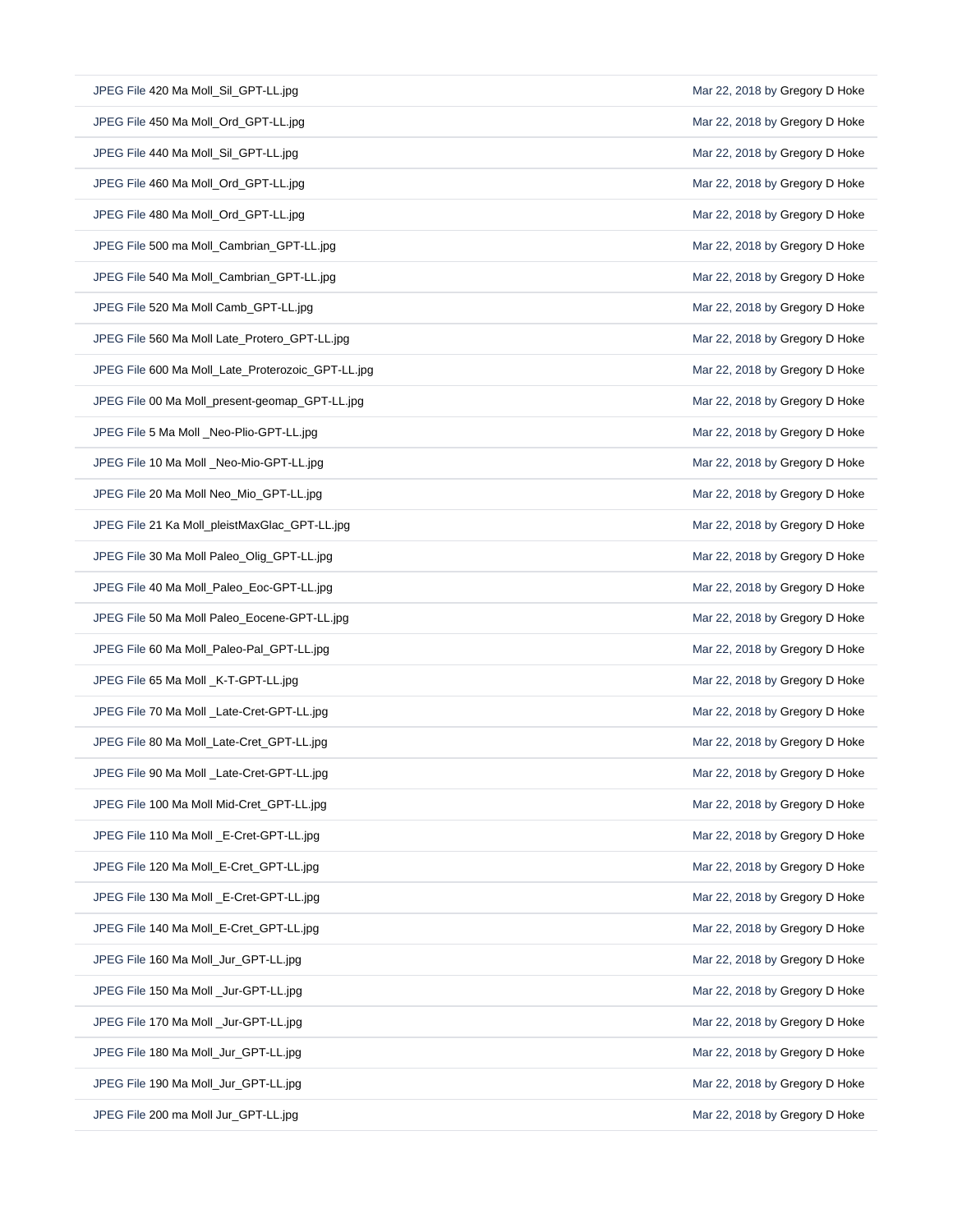| | |
|---|---|
| JPEG File 420 Ma Moll_Sil_GPT-LL.jpg | Mar 22, 2018 by Gregory D Hoke |
| JPEG File 450 Ma Moll_Ord_GPT-LL.jpg | Mar 22, 2018 by Gregory D Hoke |
| JPEG File 440 Ma Moll_Sil_GPT-LL.jpg | Mar 22, 2018 by Gregory D Hoke |
| JPEG File 460 Ma Moll_Ord_GPT-LL.jpg | Mar 22, 2018 by Gregory D Hoke |
| JPEG File 480 Ma Moll_Ord_GPT-LL.jpg | Mar 22, 2018 by Gregory D Hoke |
| JPEG File 500 ma Moll_Cambrian_GPT-LL.jpg | Mar 22, 2018 by Gregory D Hoke |
| JPEG File 540 Ma Moll_Cambrian_GPT-LL.jpg | Mar 22, 2018 by Gregory D Hoke |
| JPEG File 520 Ma Moll Camb_GPT-LL.jpg | Mar 22, 2018 by Gregory D Hoke |
| JPEG File 560 Ma Moll Late_Protero_GPT-LL.jpg | Mar 22, 2018 by Gregory D Hoke |
| JPEG File 600 Ma Moll_Late_Proterozoic_GPT-LL.jpg | Mar 22, 2018 by Gregory D Hoke |
| JPEG File 00 Ma Moll_present-geomap_GPT-LL.jpg | Mar 22, 2018 by Gregory D Hoke |
| JPEG File 5 Ma Moll _Neo-Plio-GPT-LL.jpg | Mar 22, 2018 by Gregory D Hoke |
| JPEG File 10 Ma Moll _Neo-Mio-GPT-LL.jpg | Mar 22, 2018 by Gregory D Hoke |
| JPEG File 20 Ma Moll Neo_Mio_GPT-LL.jpg | Mar 22, 2018 by Gregory D Hoke |
| JPEG File 21 Ka Moll_pleistMaxGlac_GPT-LL.jpg | Mar 22, 2018 by Gregory D Hoke |
| JPEG File 30 Ma Moll Paleo_Olig_GPT-LL.jpg | Mar 22, 2018 by Gregory D Hoke |
| JPEG File 40 Ma Moll_Paleo_Eoc-GPT-LL.jpg | Mar 22, 2018 by Gregory D Hoke |
| JPEG File 50 Ma Moll Paleo_Eocene-GPT-LL.jpg | Mar 22, 2018 by Gregory D Hoke |
| JPEG File 60 Ma Moll_Paleo-Pal_GPT-LL.jpg | Mar 22, 2018 by Gregory D Hoke |
| JPEG File 65 Ma Moll _K-T-GPT-LL.jpg | Mar 22, 2018 by Gregory D Hoke |
| JPEG File 70 Ma Moll _Late-Cret-GPT-LL.jpg | Mar 22, 2018 by Gregory D Hoke |
| JPEG File 80 Ma Moll_Late-Cret_GPT-LL.jpg | Mar 22, 2018 by Gregory D Hoke |
| JPEG File 90 Ma Moll _Late-Cret-GPT-LL.jpg | Mar 22, 2018 by Gregory D Hoke |
| JPEG File 100 Ma Moll Mid-Cret_GPT-LL.jpg | Mar 22, 2018 by Gregory D Hoke |
| JPEG File 110 Ma Moll _E-Cret-GPT-LL.jpg | Mar 22, 2018 by Gregory D Hoke |
| JPEG File 120 Ma Moll_E-Cret_GPT-LL.jpg | Mar 22, 2018 by Gregory D Hoke |
| JPEG File 130 Ma Moll _E-Cret-GPT-LL.jpg | Mar 22, 2018 by Gregory D Hoke |
| JPEG File 140 Ma Moll_E-Cret_GPT-LL.jpg | Mar 22, 2018 by Gregory D Hoke |
| JPEG File 160 Ma Moll_Jur_GPT-LL.jpg | Mar 22, 2018 by Gregory D Hoke |
| JPEG File 150 Ma Moll _Jur-GPT-LL.jpg | Mar 22, 2018 by Gregory D Hoke |
| JPEG File 170 Ma Moll _Jur-GPT-LL.jpg | Mar 22, 2018 by Gregory D Hoke |
| JPEG File 180 Ma Moll_Jur_GPT-LL.jpg | Mar 22, 2018 by Gregory D Hoke |
| JPEG File 190 Ma Moll_Jur_GPT-LL.jpg | Mar 22, 2018 by Gregory D Hoke |
| JPEG File 200 ma Moll Jur_GPT-LL.jpg | Mar 22, 2018 by Gregory D Hoke |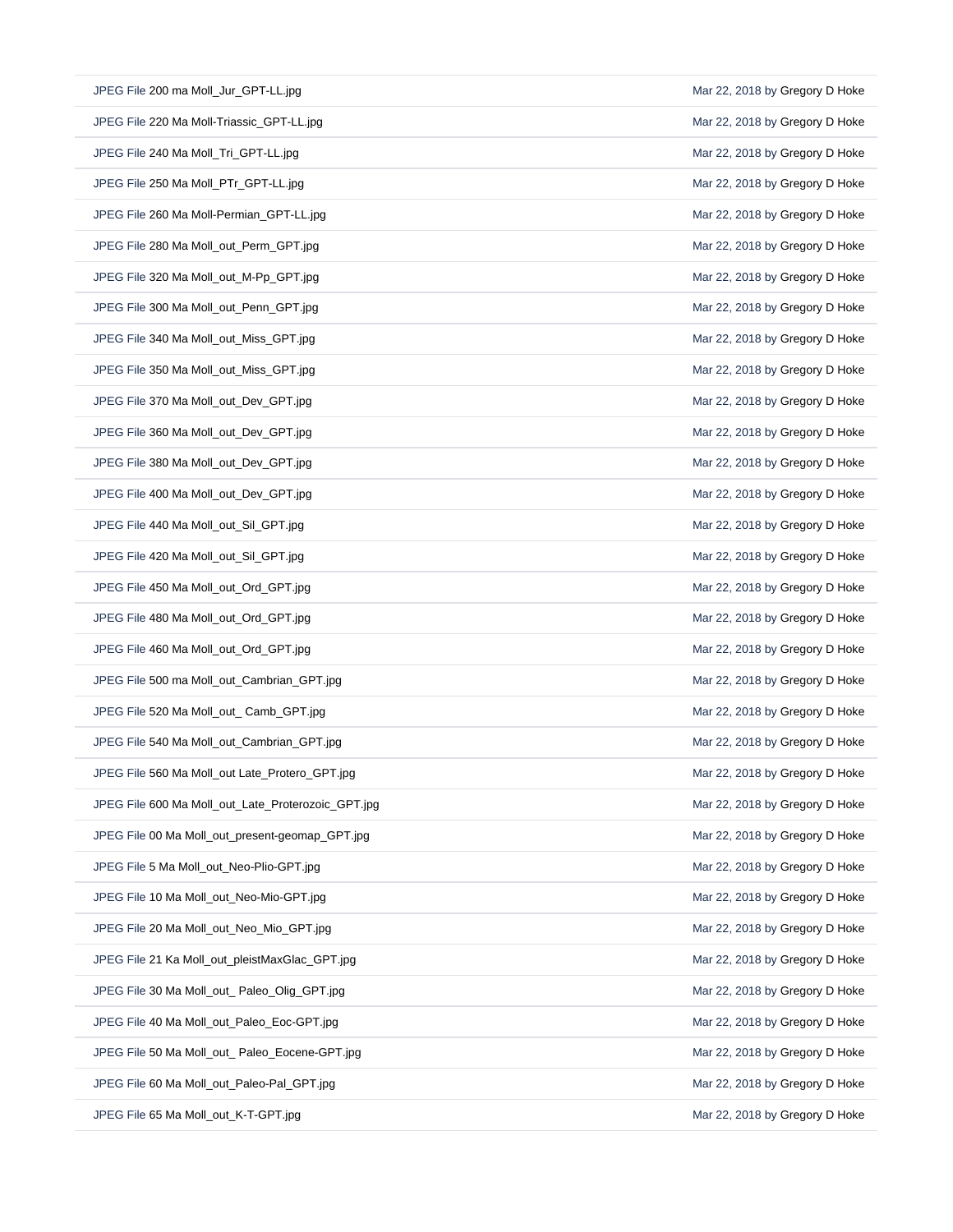| | |
|---|---|
| JPEG File 200 ma Moll_Jur_GPT-LL.jpg | Mar 22, 2018 by Gregory D Hoke |
| JPEG File 220 Ma Moll-Triassic_GPT-LL.jpg | Mar 22, 2018 by Gregory D Hoke |
| JPEG File 240 Ma Moll_Tri_GPT-LL.jpg | Mar 22, 2018 by Gregory D Hoke |
| JPEG File 250 Ma Moll_PTr_GPT-LL.jpg | Mar 22, 2018 by Gregory D Hoke |
| JPEG File 260 Ma Moll-Permian_GPT-LL.jpg | Mar 22, 2018 by Gregory D Hoke |
| JPEG File 280 Ma Moll_out_Perm_GPT.jpg | Mar 22, 2018 by Gregory D Hoke |
| JPEG File 320 Ma Moll_out_M-Pp_GPT.jpg | Mar 22, 2018 by Gregory D Hoke |
| JPEG File 300 Ma Moll_out_Penn_GPT.jpg | Mar 22, 2018 by Gregory D Hoke |
| JPEG File 340 Ma Moll_out_Miss_GPT.jpg | Mar 22, 2018 by Gregory D Hoke |
| JPEG File 350 Ma Moll_out_Miss_GPT.jpg | Mar 22, 2018 by Gregory D Hoke |
| JPEG File 370 Ma Moll_out_Dev_GPT.jpg | Mar 22, 2018 by Gregory D Hoke |
| JPEG File 360 Ma Moll_out_Dev_GPT.jpg | Mar 22, 2018 by Gregory D Hoke |
| JPEG File 380 Ma Moll_out_Dev_GPT.jpg | Mar 22, 2018 by Gregory D Hoke |
| JPEG File 400 Ma Moll_out_Dev_GPT.jpg | Mar 22, 2018 by Gregory D Hoke |
| JPEG File 440 Ma Moll_out_Sil_GPT.jpg | Mar 22, 2018 by Gregory D Hoke |
| JPEG File 420 Ma Moll_out_Sil_GPT.jpg | Mar 22, 2018 by Gregory D Hoke |
| JPEG File 450 Ma Moll_out_Ord_GPT.jpg | Mar 22, 2018 by Gregory D Hoke |
| JPEG File 480 Ma Moll_out_Ord_GPT.jpg | Mar 22, 2018 by Gregory D Hoke |
| JPEG File 460 Ma Moll_out_Ord_GPT.jpg | Mar 22, 2018 by Gregory D Hoke |
| JPEG File 500 ma Moll_out_Cambrian_GPT.jpg | Mar 22, 2018 by Gregory D Hoke |
| JPEG File 520 Ma Moll_out_ Camb_GPT.jpg | Mar 22, 2018 by Gregory D Hoke |
| JPEG File 540 Ma Moll_out_Cambrian_GPT.jpg | Mar 22, 2018 by Gregory D Hoke |
| JPEG File 560 Ma Moll_out Late_Protero_GPT.jpg | Mar 22, 2018 by Gregory D Hoke |
| JPEG File 600 Ma Moll_out_Late_Proterozoic_GPT.jpg | Mar 22, 2018 by Gregory D Hoke |
| JPEG File 00 Ma Moll_out_present-geomap_GPT.jpg | Mar 22, 2018 by Gregory D Hoke |
| JPEG File 5 Ma Moll_out_Neo-Plio-GPT.jpg | Mar 22, 2018 by Gregory D Hoke |
| JPEG File 10 Ma Moll_out_Neo-Mio-GPT.jpg | Mar 22, 2018 by Gregory D Hoke |
| JPEG File 20 Ma Moll_out_Neo_Mio_GPT.jpg | Mar 22, 2018 by Gregory D Hoke |
| JPEG File 21 Ka Moll_out_pleistMaxGlac_GPT.jpg | Mar 22, 2018 by Gregory D Hoke |
| JPEG File 30 Ma Moll_out_ Paleo_Olig_GPT.jpg | Mar 22, 2018 by Gregory D Hoke |
| JPEG File 40 Ma Moll_out_Paleo_Eoc-GPT.jpg | Mar 22, 2018 by Gregory D Hoke |
| JPEG File 50 Ma Moll_out_ Paleo_Eocene-GPT.jpg | Mar 22, 2018 by Gregory D Hoke |
| JPEG File 60 Ma Moll_out_Paleo-Pal_GPT.jpg | Mar 22, 2018 by Gregory D Hoke |
| JPEG File 65 Ma Moll_out_K-T-GPT.jpg | Mar 22, 2018 by Gregory D Hoke |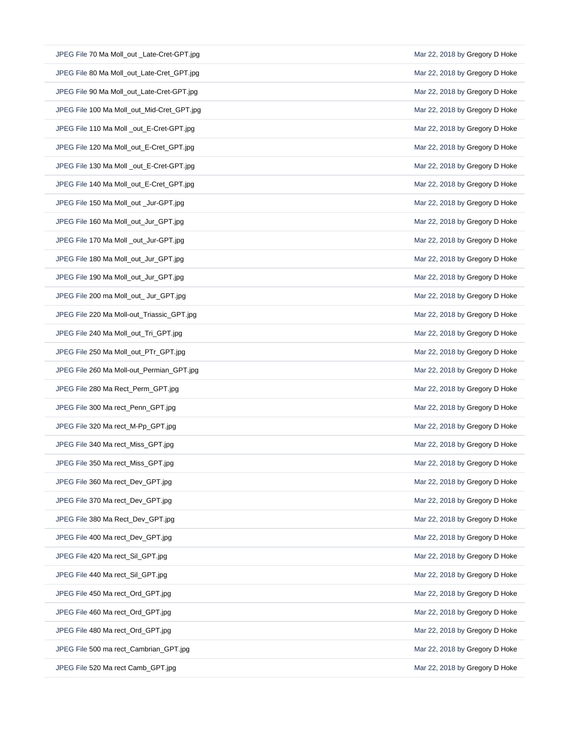| | |
|---|---|
| JPEG File 70 Ma Moll_out _Late-Cret-GPT.jpg | Mar 22, 2018 by Gregory D Hoke |
| JPEG File 80 Ma Moll_out_Late-Cret_GPT.jpg | Mar 22, 2018 by Gregory D Hoke |
| JPEG File 90 Ma Moll_out_Late-Cret-GPT.jpg | Mar 22, 2018 by Gregory D Hoke |
| JPEG File 100 Ma Moll_out_Mid-Cret_GPT.jpg | Mar 22, 2018 by Gregory D Hoke |
| JPEG File 110 Ma Moll _out_E-Cret-GPT.jpg | Mar 22, 2018 by Gregory D Hoke |
| JPEG File 120 Ma Moll_out_E-Cret_GPT.jpg | Mar 22, 2018 by Gregory D Hoke |
| JPEG File 130 Ma Moll _out_E-Cret-GPT.jpg | Mar 22, 2018 by Gregory D Hoke |
| JPEG File 140 Ma Moll_out_E-Cret_GPT.jpg | Mar 22, 2018 by Gregory D Hoke |
| JPEG File 150 Ma Moll_out _Jur-GPT.jpg | Mar 22, 2018 by Gregory D Hoke |
| JPEG File 160 Ma Moll_out_Jur_GPT.jpg | Mar 22, 2018 by Gregory D Hoke |
| JPEG File 170 Ma Moll _out_Jur-GPT.jpg | Mar 22, 2018 by Gregory D Hoke |
| JPEG File 180 Ma Moll_out_Jur_GPT.jpg | Mar 22, 2018 by Gregory D Hoke |
| JPEG File 190 Ma Moll_out_Jur_GPT.jpg | Mar 22, 2018 by Gregory D Hoke |
| JPEG File 200 ma Moll_out_ Jur_GPT.jpg | Mar 22, 2018 by Gregory D Hoke |
| JPEG File 220 Ma Moll-out_Triassic_GPT.jpg | Mar 22, 2018 by Gregory D Hoke |
| JPEG File 240 Ma Moll_out_Tri_GPT.jpg | Mar 22, 2018 by Gregory D Hoke |
| JPEG File 250 Ma Moll_out_PTr_GPT.jpg | Mar 22, 2018 by Gregory D Hoke |
| JPEG File 260 Ma Moll-out_Permian_GPT.jpg | Mar 22, 2018 by Gregory D Hoke |
| JPEG File 280 Ma Rect_Perm_GPT.jpg | Mar 22, 2018 by Gregory D Hoke |
| JPEG File 300 Ma rect_Penn_GPT.jpg | Mar 22, 2018 by Gregory D Hoke |
| JPEG File 320 Ma rect_M-Pp_GPT.jpg | Mar 22, 2018 by Gregory D Hoke |
| JPEG File 340 Ma rect_Miss_GPT.jpg | Mar 22, 2018 by Gregory D Hoke |
| JPEG File 350 Ma rect_Miss_GPT.jpg | Mar 22, 2018 by Gregory D Hoke |
| JPEG File 360 Ma rect_Dev_GPT.jpg | Mar 22, 2018 by Gregory D Hoke |
| JPEG File 370 Ma rect_Dev_GPT.jpg | Mar 22, 2018 by Gregory D Hoke |
| JPEG File 380 Ma Rect_Dev_GPT.jpg | Mar 22, 2018 by Gregory D Hoke |
| JPEG File 400 Ma rect_Dev_GPT.jpg | Mar 22, 2018 by Gregory D Hoke |
| JPEG File 420 Ma rect_Sil_GPT.jpg | Mar 22, 2018 by Gregory D Hoke |
| JPEG File 440 Ma rect_Sil_GPT.jpg | Mar 22, 2018 by Gregory D Hoke |
| JPEG File 450 Ma rect_Ord_GPT.jpg | Mar 22, 2018 by Gregory D Hoke |
| JPEG File 460 Ma rect_Ord_GPT.jpg | Mar 22, 2018 by Gregory D Hoke |
| JPEG File 480 Ma rect_Ord_GPT.jpg | Mar 22, 2018 by Gregory D Hoke |
| JPEG File 500 ma rect_Cambrian_GPT.jpg | Mar 22, 2018 by Gregory D Hoke |
| JPEG File 520 Ma rect Camb_GPT.jpg | Mar 22, 2018 by Gregory D Hoke |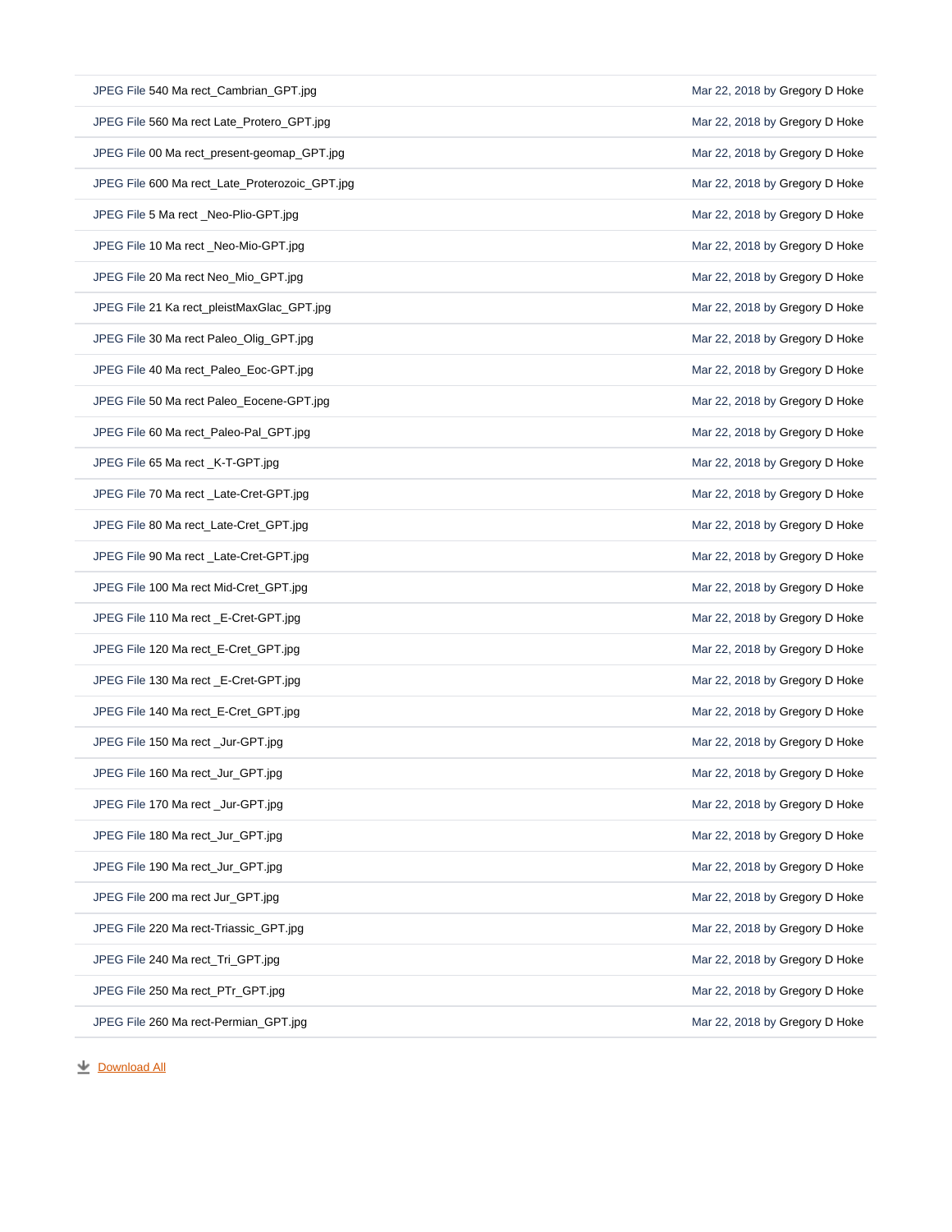| | |
|---|---|
| JPEG File 540 Ma rect_Cambrian_GPT.jpg | Mar 22, 2018 by Gregory D Hoke |
| JPEG File 560 Ma rect Late_Protero_GPT.jpg | Mar 22, 2018 by Gregory D Hoke |
| JPEG File 00 Ma rect_present-geomap_GPT.jpg | Mar 22, 2018 by Gregory D Hoke |
| JPEG File 600 Ma rect_Late_Proterozoic_GPT.jpg | Mar 22, 2018 by Gregory D Hoke |
| JPEG File 5 Ma rect _Neo-Plio-GPT.jpg | Mar 22, 2018 by Gregory D Hoke |
| JPEG File 10 Ma rect _Neo-Mio-GPT.jpg | Mar 22, 2018 by Gregory D Hoke |
| JPEG File 20 Ma rect Neo_Mio_GPT.jpg | Mar 22, 2018 by Gregory D Hoke |
| JPEG File 21 Ka rect_pleistMaxGlac_GPT.jpg | Mar 22, 2018 by Gregory D Hoke |
| JPEG File 30 Ma rect Paleo_Olig_GPT.jpg | Mar 22, 2018 by Gregory D Hoke |
| JPEG File 40 Ma rect_Paleo_Eoc-GPT.jpg | Mar 22, 2018 by Gregory D Hoke |
| JPEG File 50 Ma rect Paleo_Eocene-GPT.jpg | Mar 22, 2018 by Gregory D Hoke |
| JPEG File 60 Ma rect_Paleo-Pal_GPT.jpg | Mar 22, 2018 by Gregory D Hoke |
| JPEG File 65 Ma rect _K-T-GPT.jpg | Mar 22, 2018 by Gregory D Hoke |
| JPEG File 70 Ma rect _Late-Cret-GPT.jpg | Mar 22, 2018 by Gregory D Hoke |
| JPEG File 80 Ma rect_Late-Cret_GPT.jpg | Mar 22, 2018 by Gregory D Hoke |
| JPEG File 90 Ma rect _Late-Cret-GPT.jpg | Mar 22, 2018 by Gregory D Hoke |
| JPEG File 100 Ma rect Mid-Cret_GPT.jpg | Mar 22, 2018 by Gregory D Hoke |
| JPEG File 110 Ma rect _E-Cret-GPT.jpg | Mar 22, 2018 by Gregory D Hoke |
| JPEG File 120 Ma rect_E-Cret_GPT.jpg | Mar 22, 2018 by Gregory D Hoke |
| JPEG File 130 Ma rect _E-Cret-GPT.jpg | Mar 22, 2018 by Gregory D Hoke |
| JPEG File 140 Ma rect_E-Cret_GPT.jpg | Mar 22, 2018 by Gregory D Hoke |
| JPEG File 150 Ma rect _Jur-GPT.jpg | Mar 22, 2018 by Gregory D Hoke |
| JPEG File 160 Ma rect_Jur_GPT.jpg | Mar 22, 2018 by Gregory D Hoke |
| JPEG File 170 Ma rect _Jur-GPT.jpg | Mar 22, 2018 by Gregory D Hoke |
| JPEG File 180 Ma rect_Jur_GPT.jpg | Mar 22, 2018 by Gregory D Hoke |
| JPEG File 190 Ma rect_Jur_GPT.jpg | Mar 22, 2018 by Gregory D Hoke |
| JPEG File 200 ma rect Jur_GPT.jpg | Mar 22, 2018 by Gregory D Hoke |
| JPEG File 220 Ma rect-Triassic_GPT.jpg | Mar 22, 2018 by Gregory D Hoke |
| JPEG File 240 Ma rect_Tri_GPT.jpg | Mar 22, 2018 by Gregory D Hoke |
| JPEG File 250 Ma rect_PTr_GPT.jpg | Mar 22, 2018 by Gregory D Hoke |
| JPEG File 260 Ma rect-Permian_GPT.jpg | Mar 22, 2018 by Gregory D Hoke |

Download All